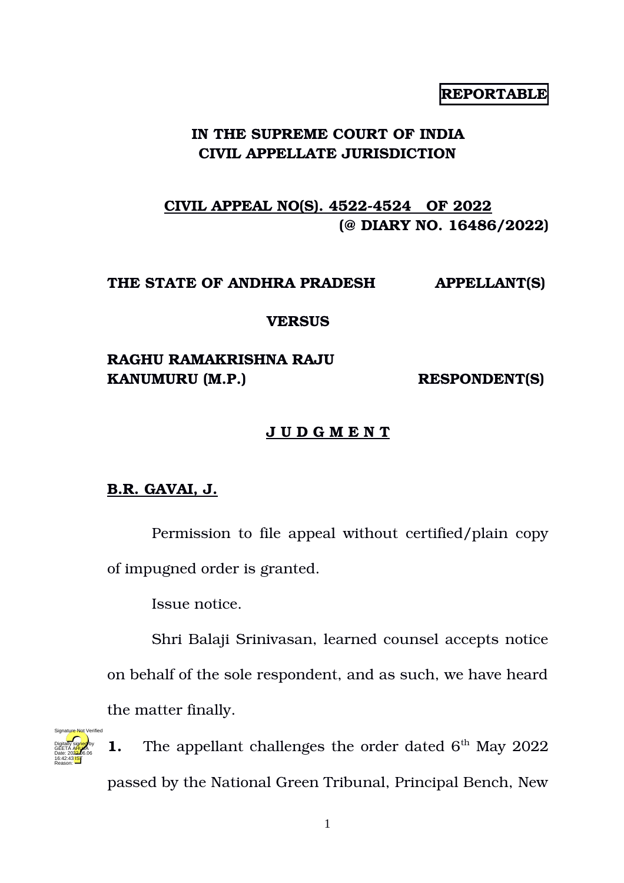**REPORTABLE**

**IN THE SUPREME COURT OF INDIA**
**CIVIL APPELLATE JURISDICTION**

**CIVIL APPEAL NO(S). 4522-4524 OF 2022**
**(@ DIARY NO. 16486/2022)**

**THE STATE OF ANDHRA PRADESH** **APPELLANT(S)**

**VERSUS**

**RAGHU RAMAKRISHNA RAJU KANUMURU (M.P.)** **RESPONDENT(S)**

**J U D G M E N T**

**B.R. GAVAI, J.**

Permission to file appeal without certified/plain copy of impugned order is granted.

Issue notice.

Shri Balaji Srinivasan, learned counsel accepts notice on behalf of the sole respondent, and as such, we have heard the matter finally.

**1.** The appellant challenges the order dated 6th May 2022 passed by the National Green Tribunal, Principal Bench, New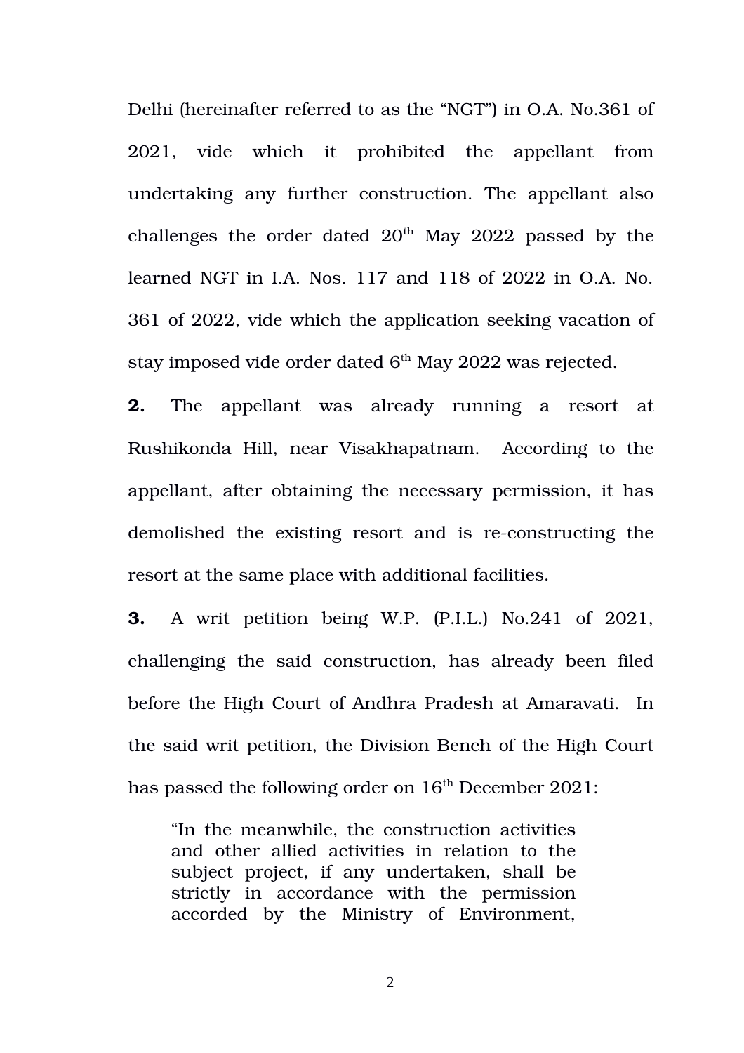Delhi (hereinafter referred to as the "NGT") in O.A. No.361 of 2021, vide which it prohibited the appellant from undertaking any further construction. The appellant also challenges the order dated 20th May 2022 passed by the learned NGT in I.A. Nos. 117 and 118 of 2022 in O.A. No. 361 of 2022, vide which the application seeking vacation of stay imposed vide order dated 6th May 2022 was rejected.

**2.** The appellant was already running a resort at Rushikonda Hill, near Visakhapatnam. According to the appellant, after obtaining the necessary permission, it has demolished the existing resort and is re-constructing the resort at the same place with additional facilities.

**3.** A writ petition being W.P. (P.I.L.) No.241 of 2021, challenging the said construction, has already been filed before the High Court of Andhra Pradesh at Amaravati. In the said writ petition, the Division Bench of the High Court has passed the following order on 16th December 2021:

> "In the meanwhile, the construction activities and other allied activities in relation to the subject project, if any undertaken, shall be strictly in accordance with the permission accorded by the Ministry of Environment,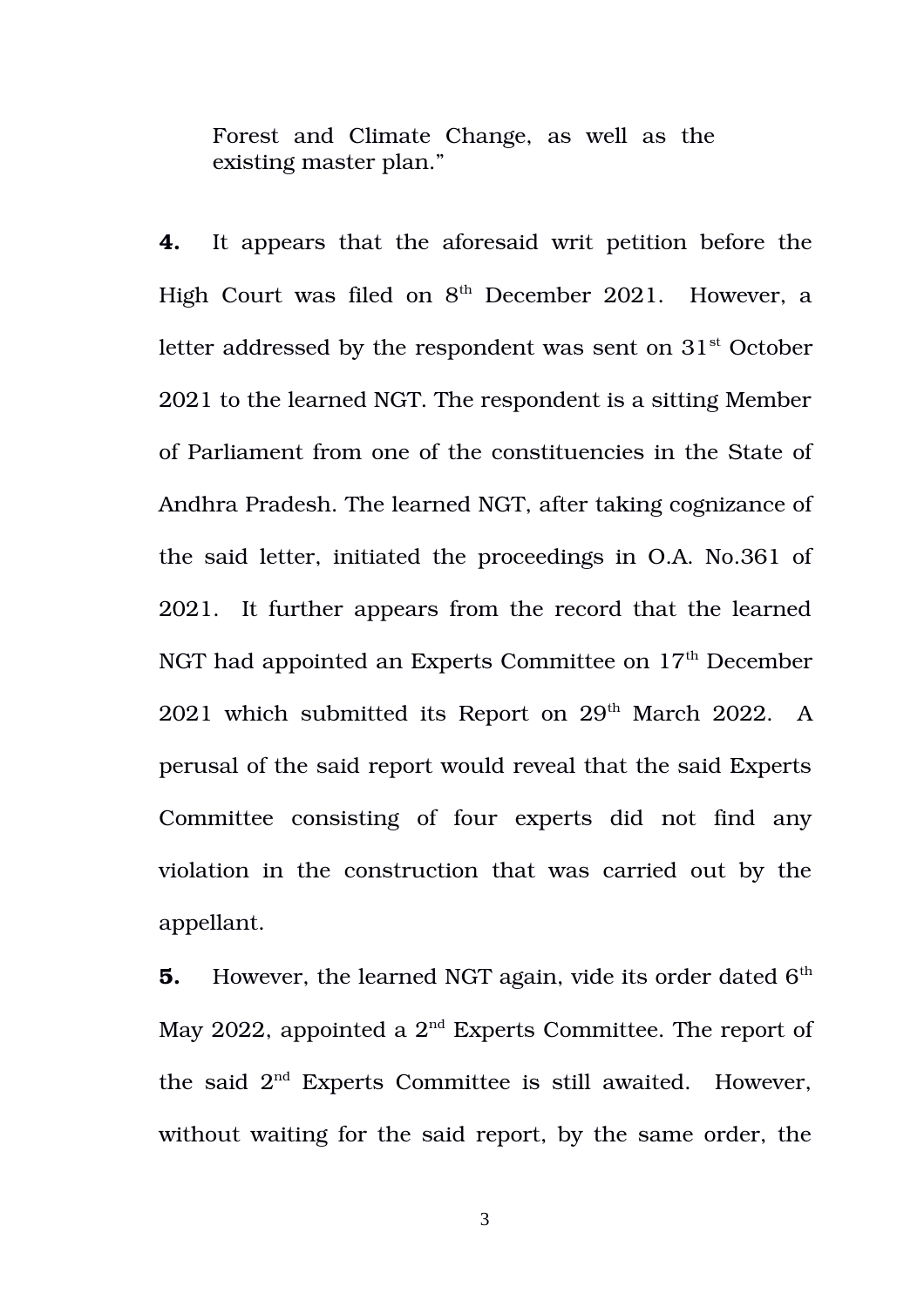Forest and Climate Change, as well as the existing master plan."

**4.** It appears that the aforesaid writ petition before the High Court was filed on 8th December 2021. However, a letter addressed by the respondent was sent on 31st October 2021 to the learned NGT. The respondent is a sitting Member of Parliament from one of the constituencies in the State of Andhra Pradesh. The learned NGT, after taking cognizance of the said letter, initiated the proceedings in O.A. No.361 of 2021. It further appears from the record that the learned NGT had appointed an Experts Committee on 17th December 2021 which submitted its Report on 29th March 2022. A perusal of the said report would reveal that the said Experts Committee consisting of four experts did not find any violation in the construction that was carried out by the appellant.

**5.** However, the learned NGT again, vide its order dated 6th May 2022, appointed a 2nd Experts Committee. The report of the said 2nd Experts Committee is still awaited. However, without waiting for the said report, by the same order, the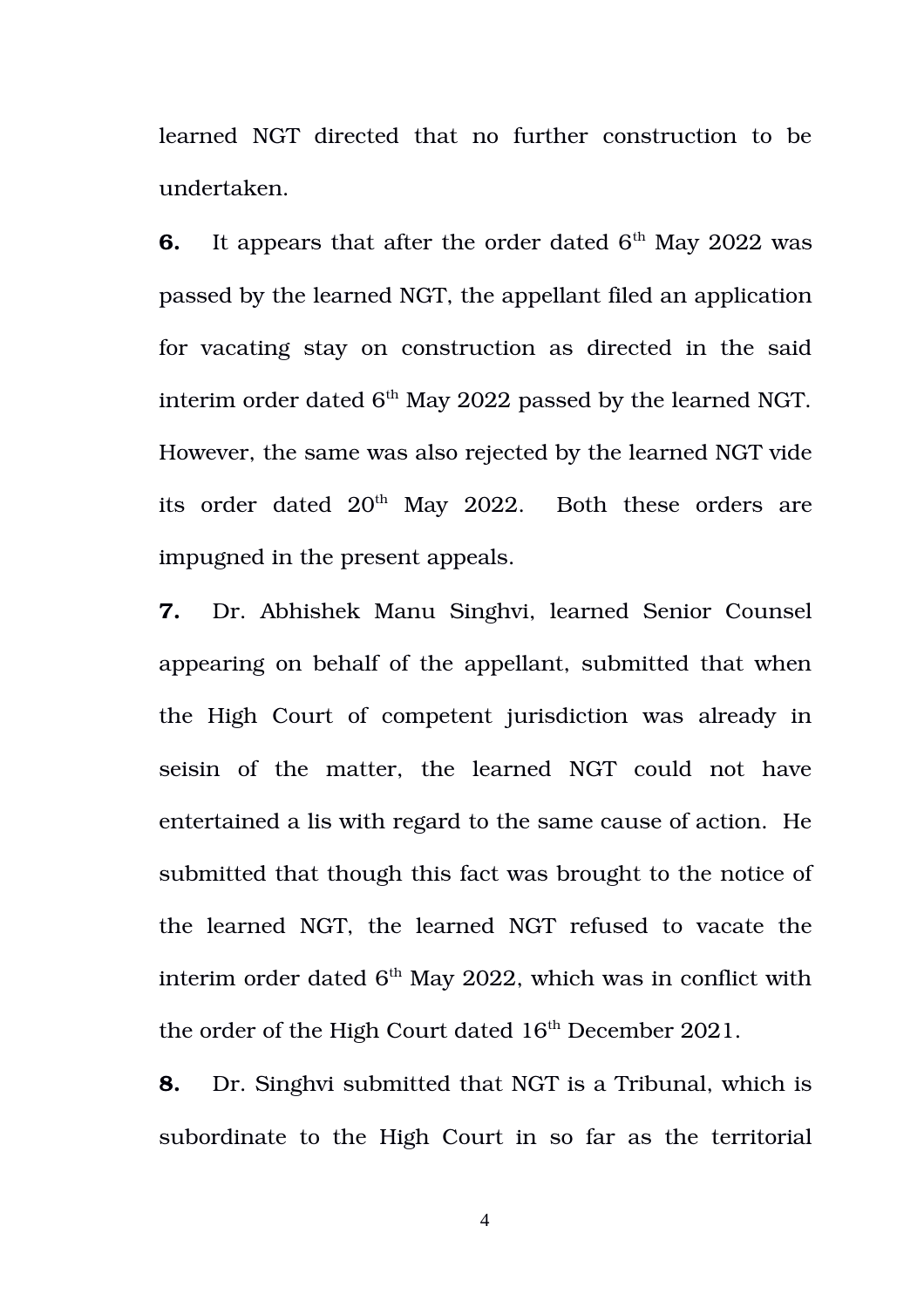learned NGT directed that no further construction to be undertaken.

**6.** It appears that after the order dated 6th May 2022 was passed by the learned NGT, the appellant filed an application for vacating stay on construction as directed in the said interim order dated 6th May 2022 passed by the learned NGT. However, the same was also rejected by the learned NGT vide its order dated 20th May 2022. Both these orders are impugned in the present appeals.

**7.** Dr. Abhishek Manu Singhvi, learned Senior Counsel appearing on behalf of the appellant, submitted that when the High Court of competent jurisdiction was already in seisin of the matter, the learned NGT could not have entertained a lis with regard to the same cause of action. He submitted that though this fact was brought to the notice of the learned NGT, the learned NGT refused to vacate the interim order dated 6th May 2022, which was in conflict with the order of the High Court dated 16th December 2021.

**8.** Dr. Singhvi submitted that NGT is a Tribunal, which is subordinate to the High Court in so far as the territorial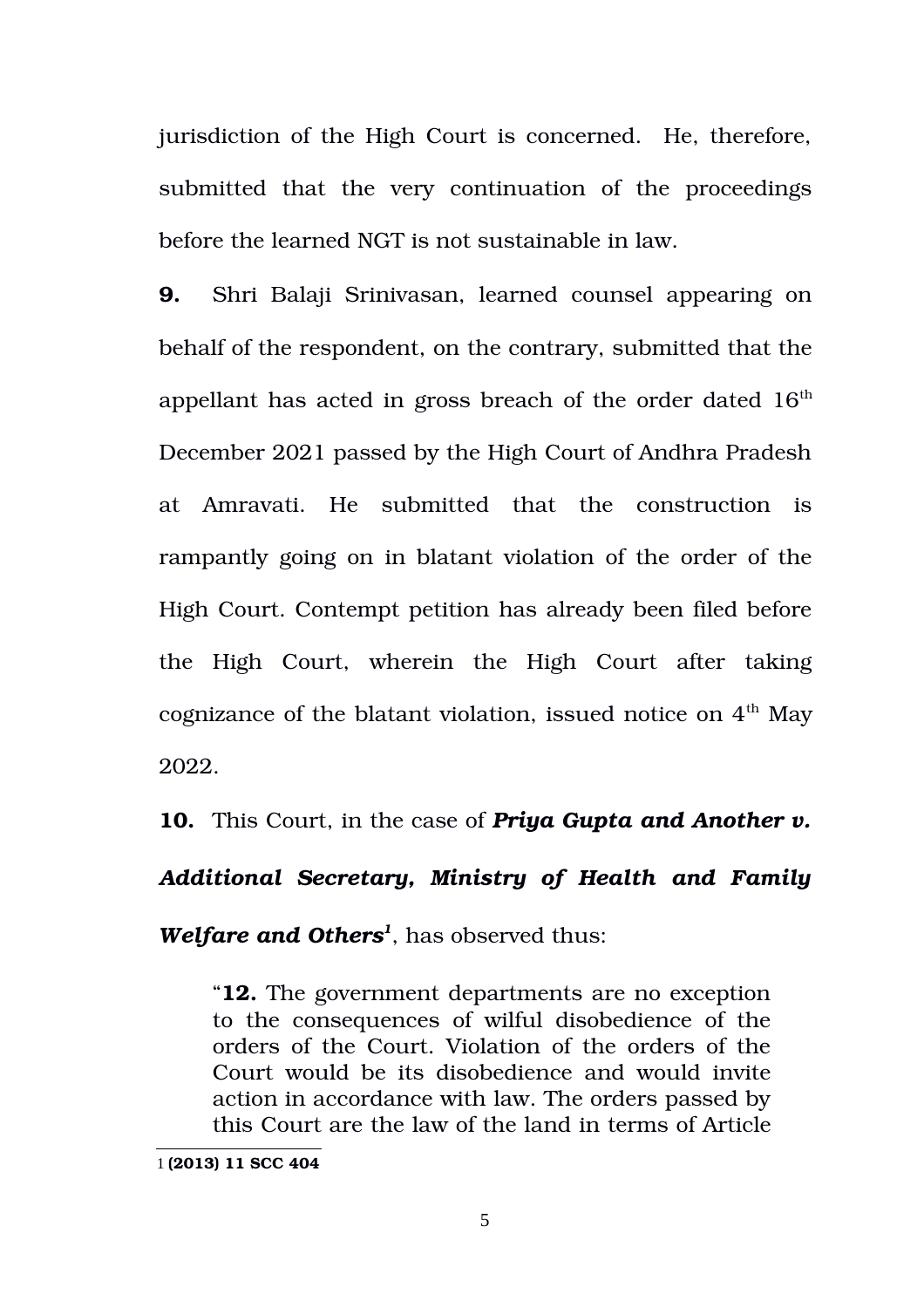jurisdiction of the High Court is concerned. He, therefore, submitted that the very continuation of the proceedings before the learned NGT is not sustainable in law.

**9.** Shri Balaji Srinivasan, learned counsel appearing on behalf of the respondent, on the contrary, submitted that the appellant has acted in gross breach of the order dated 16th December 2021 passed by the High Court of Andhra Pradesh at Amravati. He submitted that the construction is rampantly going on in blatant violation of the order of the High Court. Contempt petition has already been filed before the High Court, wherein the High Court after taking cognizance of the blatant violation, issued notice on 4th May 2022.

**10.** This Court, in the case of ***Priya Gupta and Another v. Additional Secretary, Ministry of Health and Family Welfare and Others***[1], has observed thus:

> "**12.** The government departments are no exception to the consequences of wilful disobedience of the orders of the Court. Violation of the orders of the Court would be its disobedience and would invite action in accordance with law. The orders passed by this Court are the law of the land in terms of Article

---

1 **(2013) 11 SCC 404**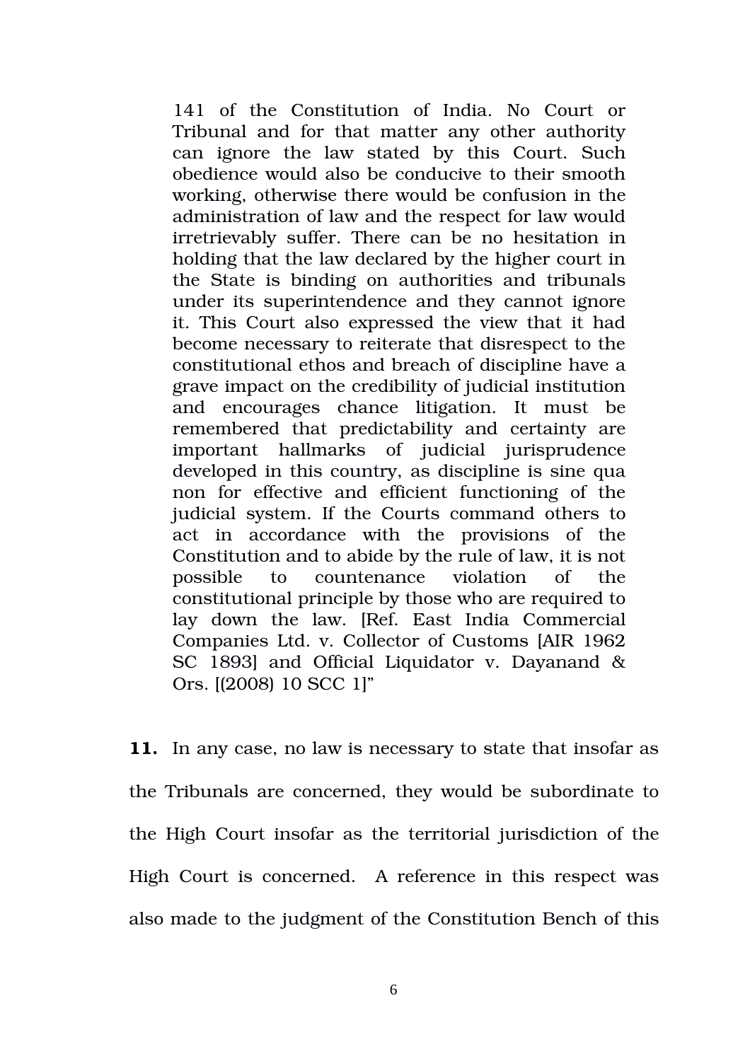> 141 of the Constitution of India. No Court or Tribunal and for that matter any other authority can ignore the law stated by this Court. Such obedience would also be conducive to their smooth working, otherwise there would be confusion in the administration of law and the respect for law would irretrievably suffer. There can be no hesitation in holding that the law declared by the higher court in the State is binding on authorities and tribunals under its superintendence and they cannot ignore it. This Court also expressed the view that it had become necessary to reiterate that disrespect to the constitutional ethos and breach of discipline have a grave impact on the credibility of judicial institution and encourages chance litigation. It must be remembered that predictability and certainty are important hallmarks of judicial jurisprudence developed in this country, as discipline is sine qua non for effective and efficient functioning of the judicial system. If the Courts command others to act in accordance with the provisions of the Constitution and to abide by the rule of law, it is not possible to countenance violation of the constitutional principle by those who are required to lay down the law. [Ref. East India Commercial Companies Ltd. v. Collector of Customs [AIR 1962 SC 1893] and Official Liquidator v. Dayanand & Ors. [(2008) 10 SCC 1]"

**11.** In any case, no law is necessary to state that insofar as the Tribunals are concerned, they would be subordinate to the High Court insofar as the territorial jurisdiction of the High Court is concerned. A reference in this respect was also made to the judgment of the Constitution Bench of this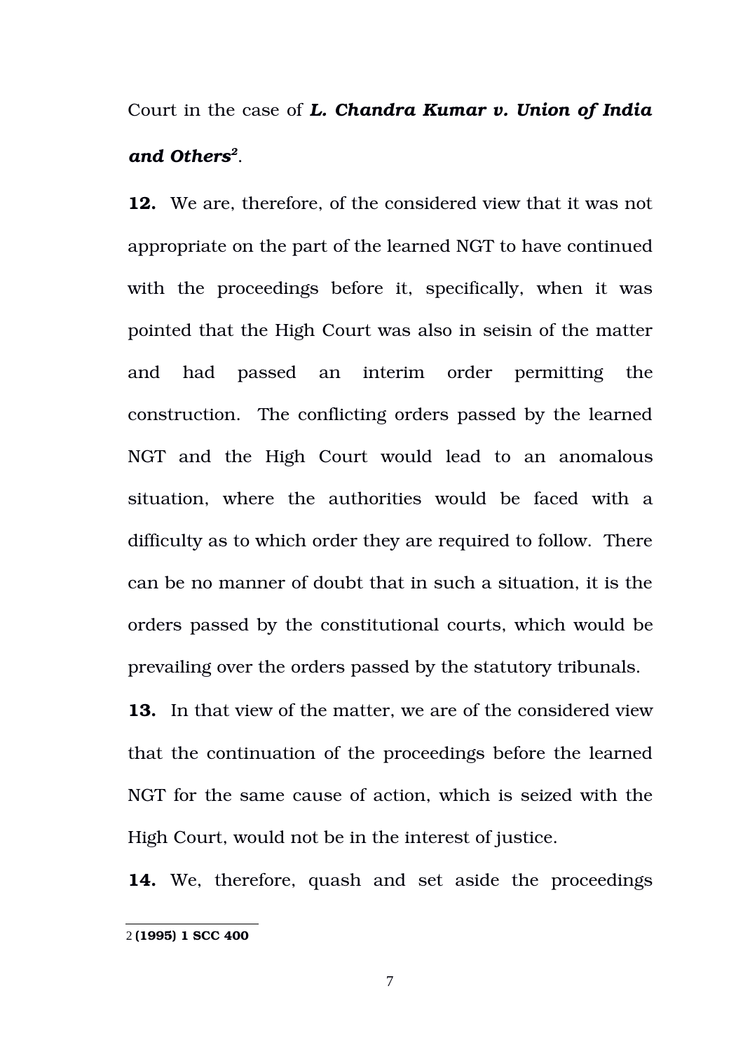Court in the case of ***L. Chandra Kumar v. Union of India and Others***[2].

**12.** We are, therefore, of the considered view that it was not appropriate on the part of the learned NGT to have continued with the proceedings before it, specifically, when it was pointed that the High Court was also in seisin of the matter and had passed an interim order permitting the construction. The conflicting orders passed by the learned NGT and the High Court would lead to an anomalous situation, where the authorities would be faced with a difficulty as to which order they are required to follow. There can be no manner of doubt that in such a situation, it is the orders passed by the constitutional courts, which would be prevailing over the orders passed by the statutory tribunals.

**13.** In that view of the matter, we are of the considered view that the continuation of the proceedings before the learned NGT for the same cause of action, which is seized with the High Court, would not be in the interest of justice.

**14.** We, therefore, quash and set aside the proceedings

---

2 **(1995) 1 SCC 400**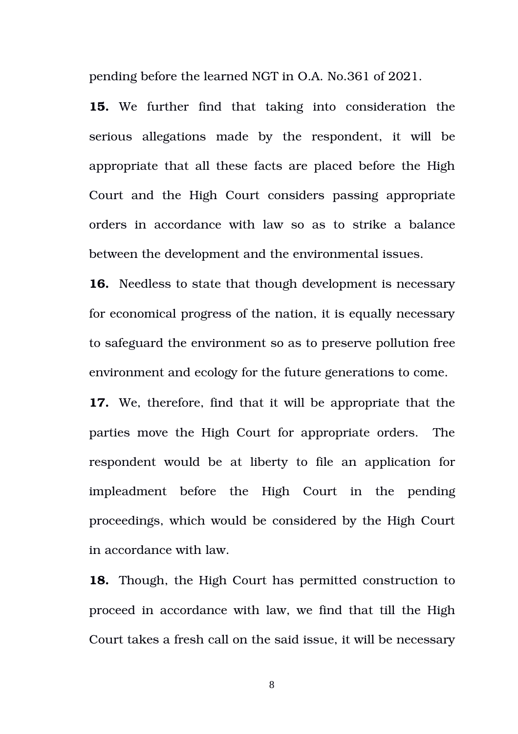pending before the learned NGT in O.A. No.361 of 2021.

**15.** We further find that taking into consideration the serious allegations made by the respondent, it will be appropriate that all these facts are placed before the High Court and the High Court considers passing appropriate orders in accordance with law so as to strike a balance between the development and the environmental issues.

**16.** Needless to state that though development is necessary for economical progress of the nation, it is equally necessary to safeguard the environment so as to preserve pollution free environment and ecology for the future generations to come.

**17.** We, therefore, find that it will be appropriate that the parties move the High Court for appropriate orders. The respondent would be at liberty to file an application for impleadment before the High Court in the pending proceedings, which would be considered by the High Court in accordance with law.

**18.** Though, the High Court has permitted construction to proceed in accordance with law, we find that till the High Court takes a fresh call on the said issue, it will be necessary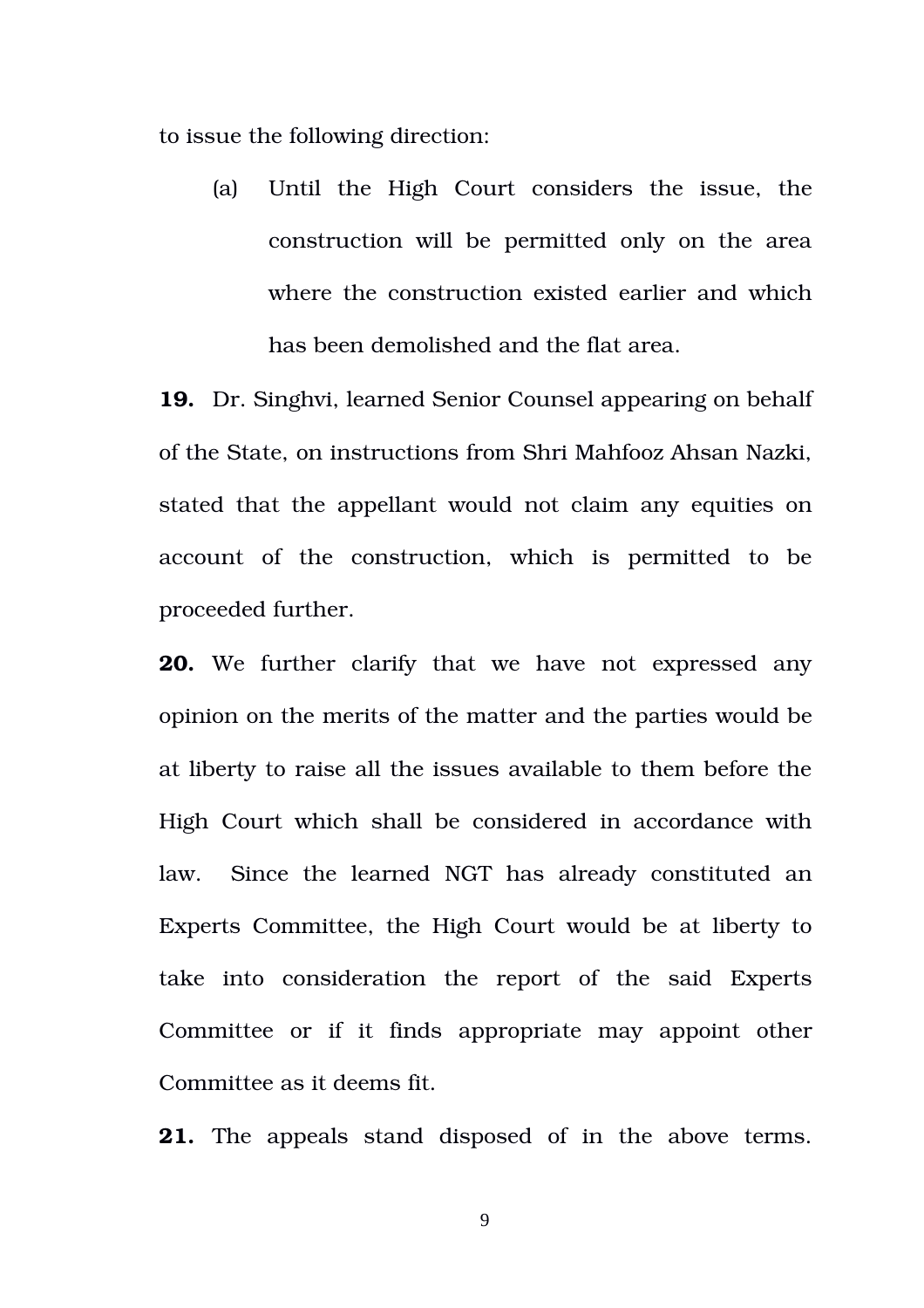to issue the following direction:

(a) Until the High Court considers the issue, the construction will be permitted only on the area where the construction existed earlier and which has been demolished and the flat area.

**19.** Dr. Singhvi, learned Senior Counsel appearing on behalf of the State, on instructions from Shri Mahfooz Ahsan Nazki, stated that the appellant would not claim any equities on account of the construction, which is permitted to be proceeded further.

**20.** We further clarify that we have not expressed any opinion on the merits of the matter and the parties would be at liberty to raise all the issues available to them before the High Court which shall be considered in accordance with law. Since the learned NGT has already constituted an Experts Committee, the High Court would be at liberty to take into consideration the report of the said Experts Committee or if it finds appropriate may appoint other Committee as it deems fit.

**21.** The appeals stand disposed of in the above terms.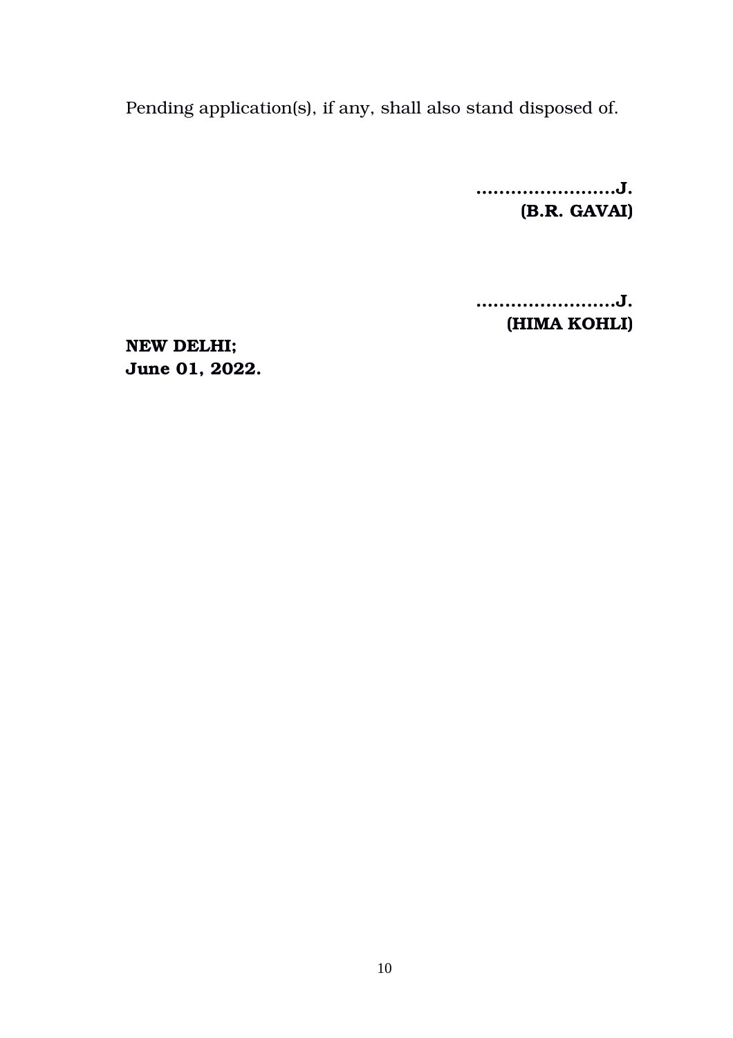Pending application(s), if any, shall also stand disposed of.

**……………………J.**
**(B.R. GAVAI)**

**……………………J.**
**(HIMA KOHLI)**

**NEW DELHI;**
**June 01, 2022.**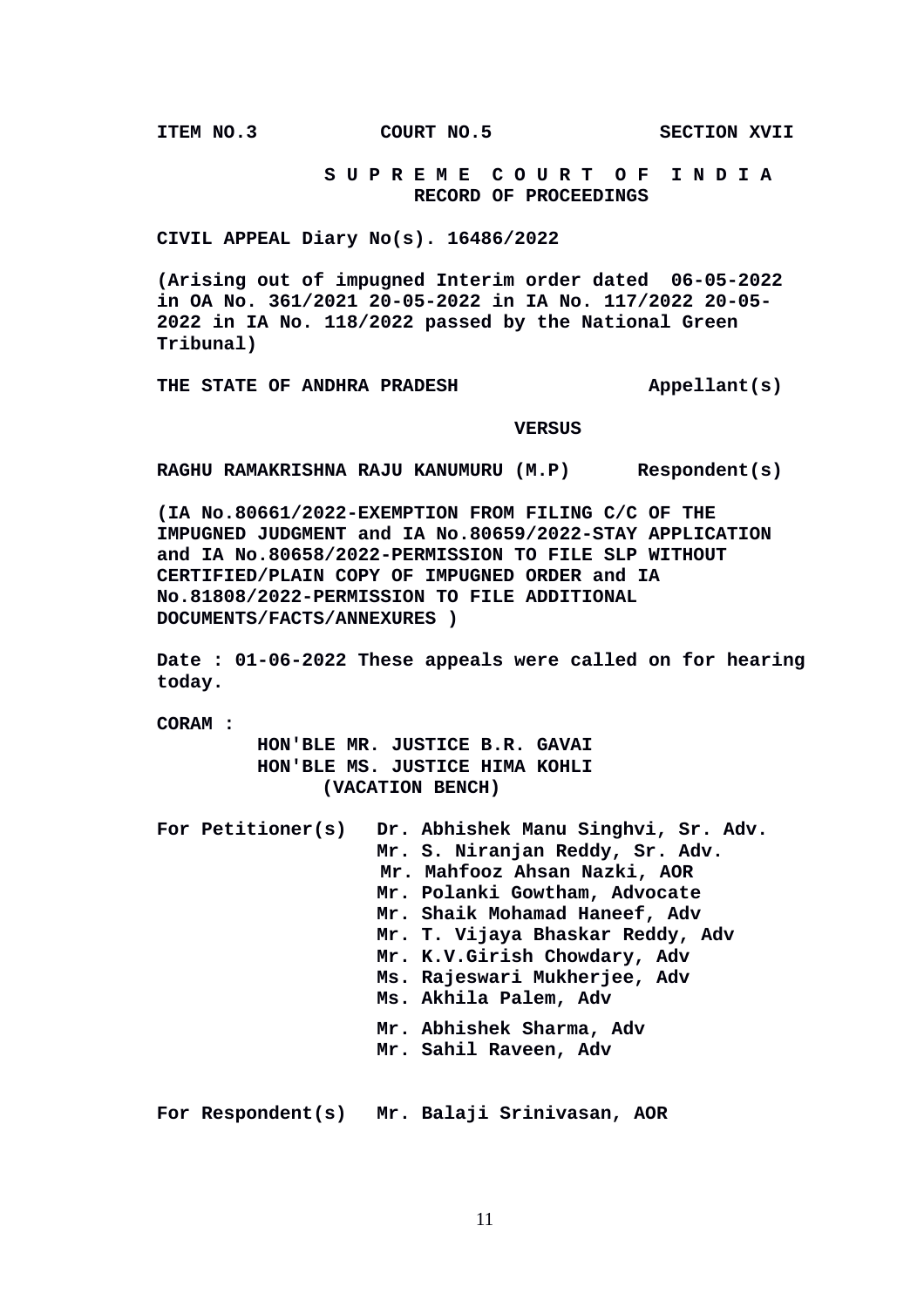**ITEM NO.3　　　　COURT NO.5　　　　SECTION XVII**

**S U P R E M E　C O U R T　O F　I N D I A**
**RECORD OF PROCEEDINGS**

**CIVIL APPEAL Diary No(s). 16486/2022**

**(Arising out of impugned Interim order dated 06-05-2022 in OA No. 361/2021 20-05-2022 in IA No. 117/2022 20-05-2022 in IA No. 118/2022 passed by the National Green Tribunal)**

**THE STATE OF ANDHRA PRADESH　　　　Appellant(s)**

**VERSUS**

**RAGHU RAMAKRISHNA RAJU KANUMURU (M.P)　　　　Respondent(s)**

**(IA No.80661/2022-EXEMPTION FROM FILING C/C OF THE IMPUGNED JUDGMENT and IA No.80659/2022-STAY APPLICATION and IA No.80658/2022-PERMISSION TO FILE SLP WITHOUT CERTIFIED/PLAIN COPY OF IMPUGNED ORDER and IA No.81808/2022-PERMISSION TO FILE ADDITIONAL DOCUMENTS/FACTS/ANNEXURES )**

**Date : 01-06-2022 These appeals were called on for hearing today.**

**CORAM :**

**HON'BLE MR. JUSTICE B.R. GAVAI**
**HON'BLE MS. JUSTICE HIMA KOHLI**
**(VACATION BENCH)**

**For Petitioner(s)**
**Dr. Abhishek Manu Singhvi, Sr. Adv.**
**Mr. S. Niranjan Reddy, Sr. Adv.**
**Mr. Mahfooz Ahsan Nazki, AOR**
**Mr. Polanki Gowtham, Advocate**
**Mr. Shaik Mohamad Haneef, Adv**
**Mr. T. Vijaya Bhaskar Reddy, Adv**
**Mr. K.V.Girish Chowdary, Adv**
**Ms. Rajeswari Mukherjee, Adv**
**Ms. Akhila Palem, Adv**
**Mr. Abhishek Sharma, Adv**
**Mr. Sahil Raveen, Adv**

**For Respondent(s)**
**Mr. Balaji Srinivasan, AOR**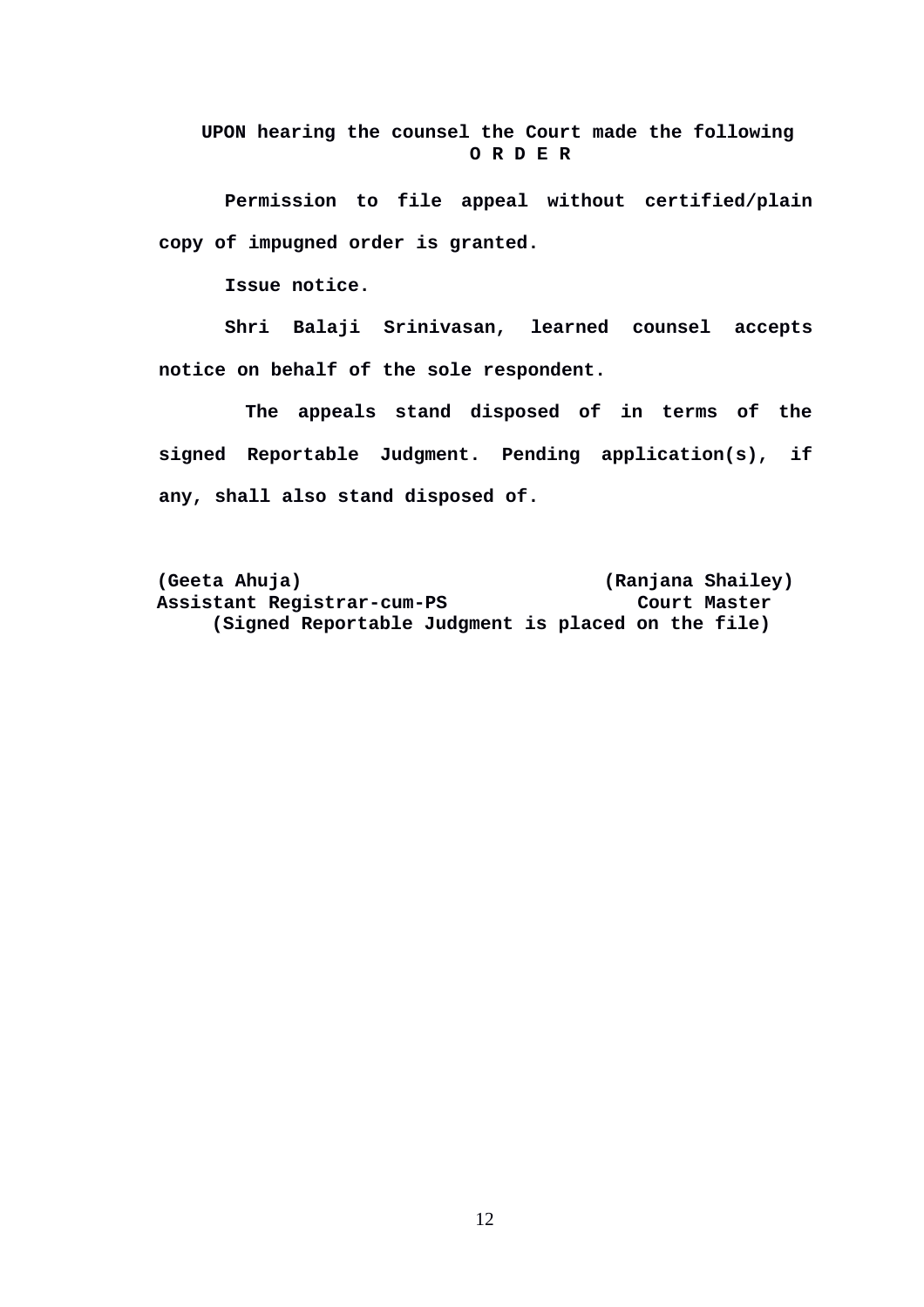**UPON hearing the counsel the Court made the following**

**O R D E R**

**Permission to file appeal without certified/plain copy of impugned order is granted.**

**Issue notice.**

**Shri Balaji Srinivasan, learned counsel accepts notice on behalf of the sole respondent.**

**The appeals stand disposed of in terms of the signed Reportable Judgment. Pending application(s), if any, shall also stand disposed of.**

| | |
|---|---|
| **(Geeta Ahuja)** | **(Ranjana Shailey)** |
| **Assistant Registrar-cum-PS** | **Court Master** |

**(Signed Reportable Judgment is placed on the file)**